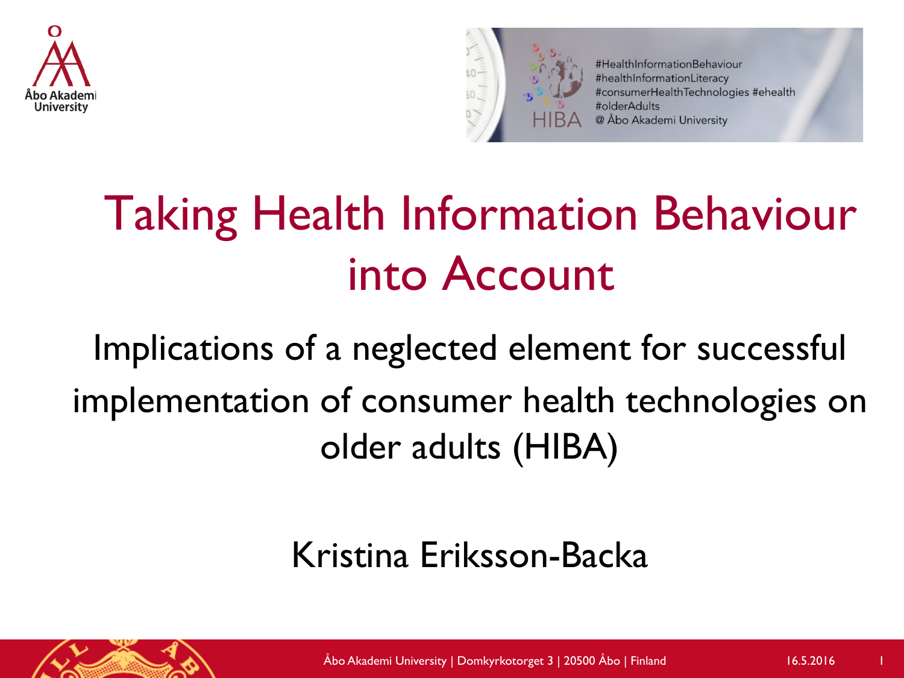Åbo Akademi University

#HealthInformationBehaviour
#healthInformationLiteracy
#consumerHealthTechnologies #ehealth
#olderAdults
@ Åbo Akademi University

# Taking Health Information Behaviour into Account

## Implications of a neglected element for successful implementation of consumer health technologies on older adults (HIBA)

Kristina Eriksson-Backa

Åbo Akademi University | Domkyrkotorget 3 | 20500 Åbo | Finland

16.5.2016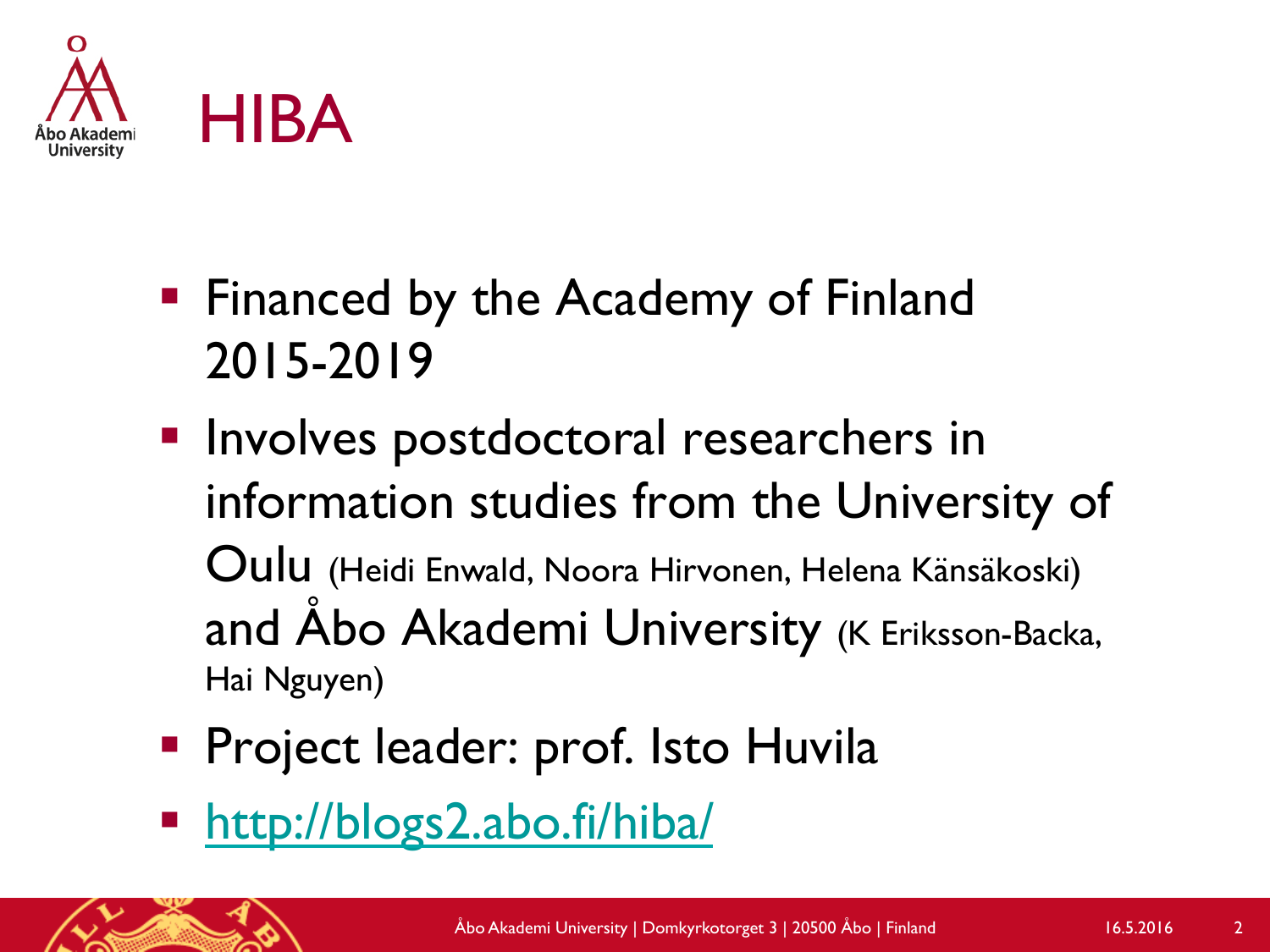# HIBA

- Financed by the Academy of Finland 2015-2019
- Involves postdoctoral researchers in information studies from the University of Oulu (Heidi Enwald, Noora Hirvonen, Helena Känsäkoski) and Åbo Akademi University (K Eriksson-Backa, Hai Nguyen)
- Project leader: prof. Isto Huvila
- http://blogs2.abo.fi/hiba/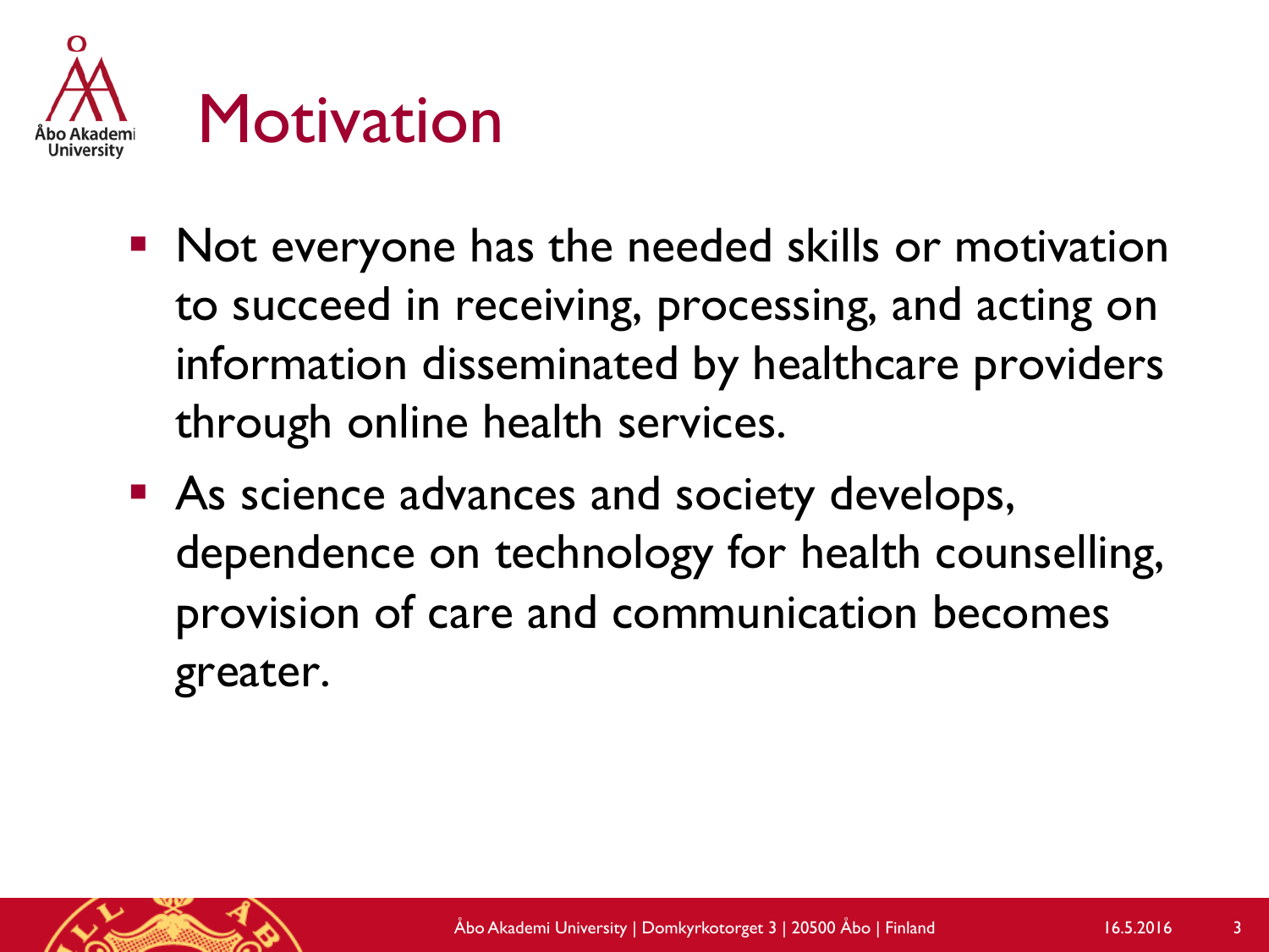# Motivation

- Not everyone has the needed skills or motivation to succeed in receiving, processing, and acting on information disseminated by healthcare providers through online health services.
- As science advances and society develops, dependence on technology for health counselling, provision of care and communication becomes greater.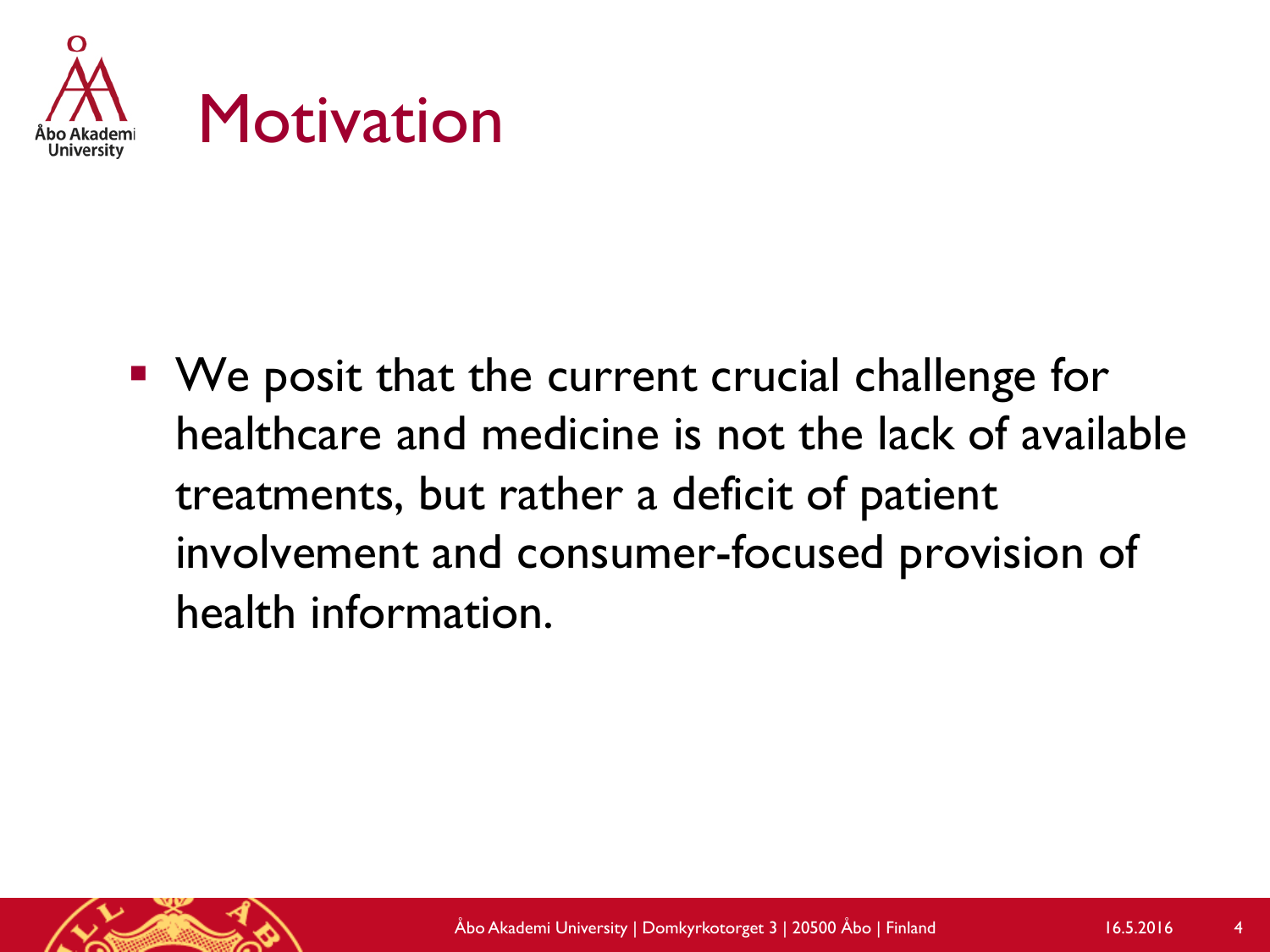# Motivation

- We posit that the current crucial challenge for healthcare and medicine is not the lack of available treatments, but rather a deficit of patient involvement and consumer-focused provision of health information.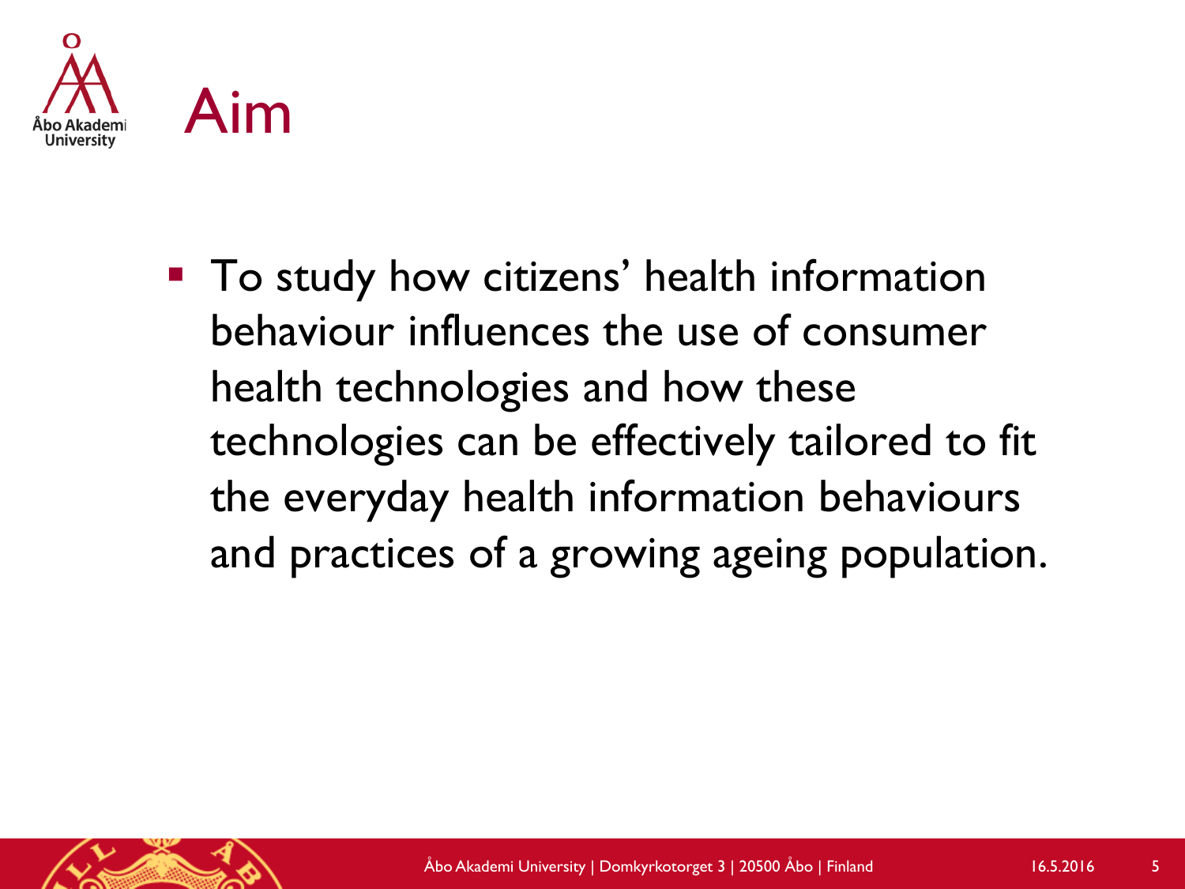# Aim

- To study how citizens' health information behaviour influences the use of consumer health technologies and how these technologies can be effectively tailored to fit the everyday health information behaviours and practices of a growing ageing population.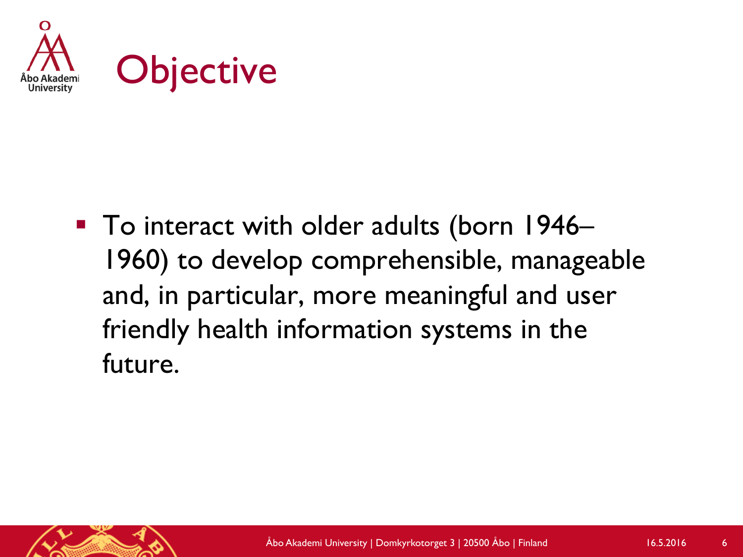# Objective

- To interact with older adults (born 1946–1960) to develop comprehensible, manageable and, in particular, more meaningful and user friendly health information systems in the future.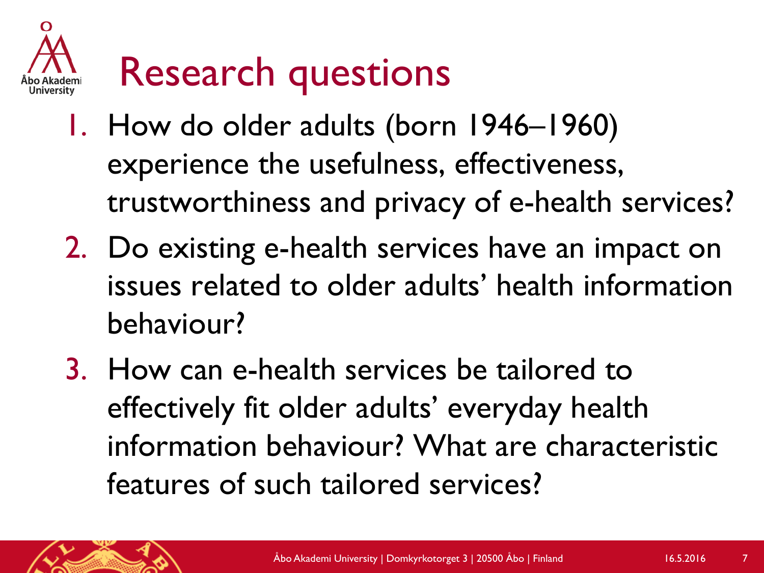# Research questions

1. How do older adults (born 1946–1960) experience the usefulness, effectiveness, trustworthiness and privacy of e-health services?
2. Do existing e-health services have an impact on issues related to older adults' health information behaviour?
3. How can e-health services be tailored to effectively fit older adults' everyday health information behaviour? What are characteristic features of such tailored services?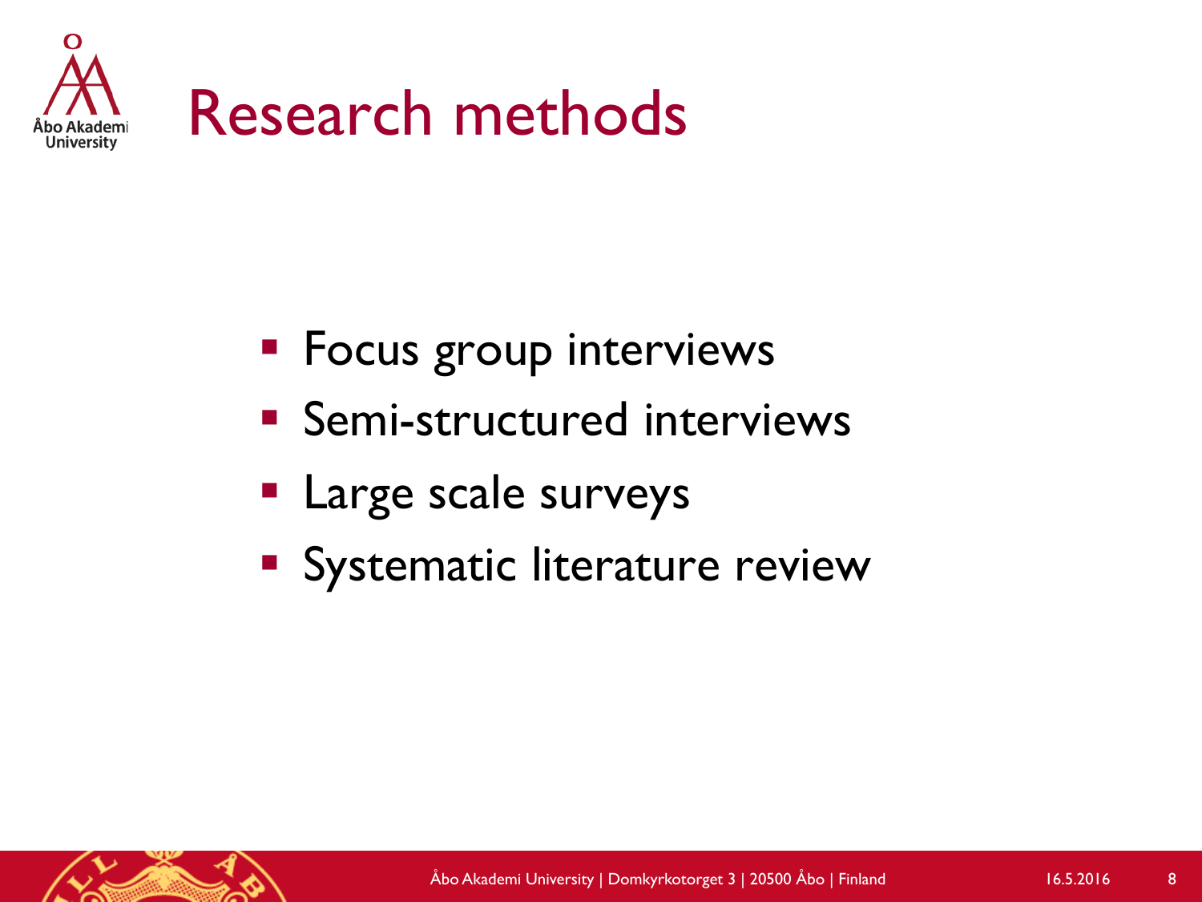# Research methods

- Focus group interviews
- Semi-structured interviews
- Large scale surveys
- Systematic literature review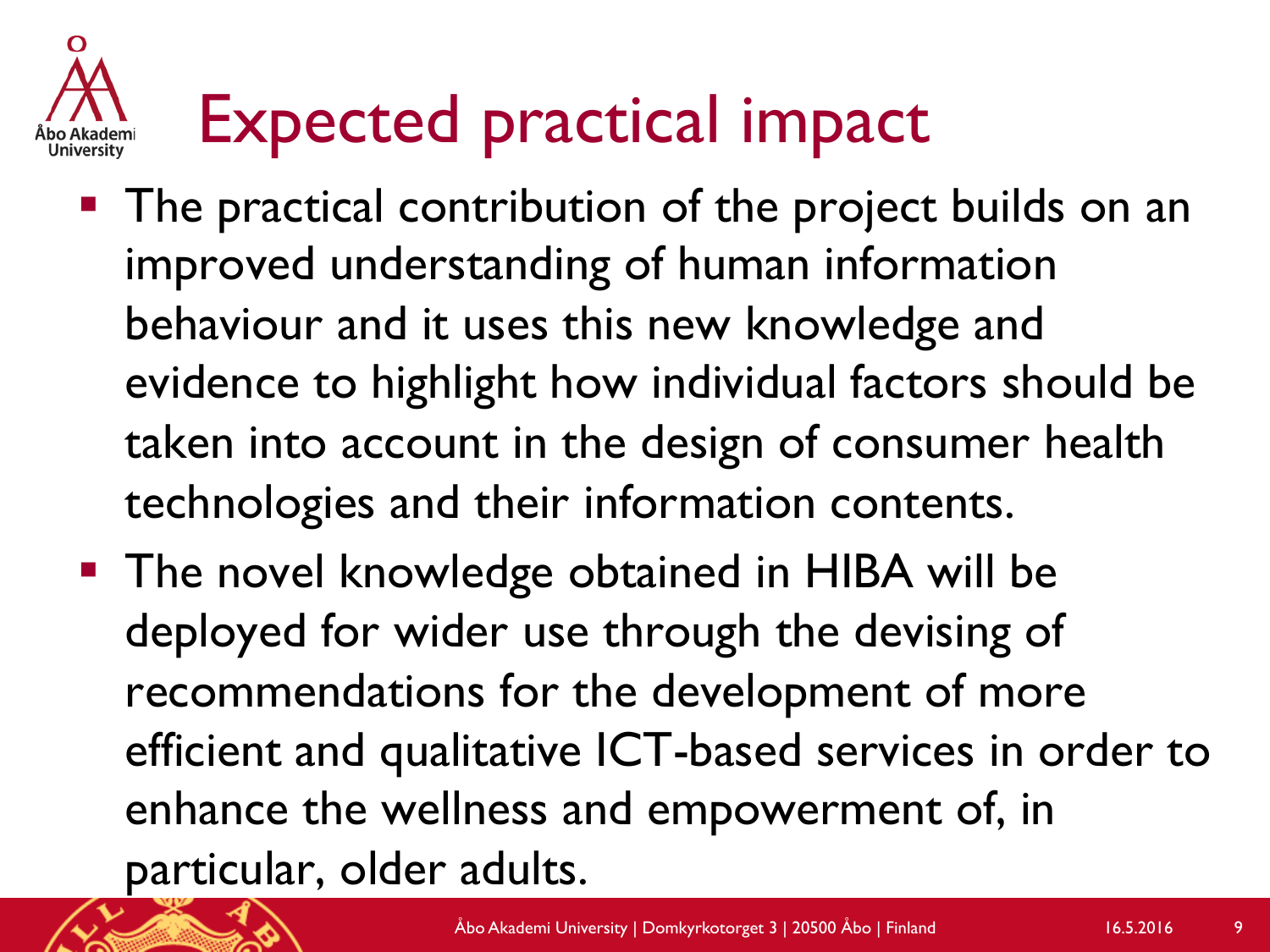# Expected practical impact

- The practical contribution of the project builds on an improved understanding of human information behaviour and it uses this new knowledge and evidence to highlight how individual factors should be taken into account in the design of consumer health technologies and their information contents.
- The novel knowledge obtained in HIBA will be deployed for wider use through the devising of recommendations for the development of more efficient and qualitative ICT-based services in order to enhance the wellness and empowerment of, in particular, older adults.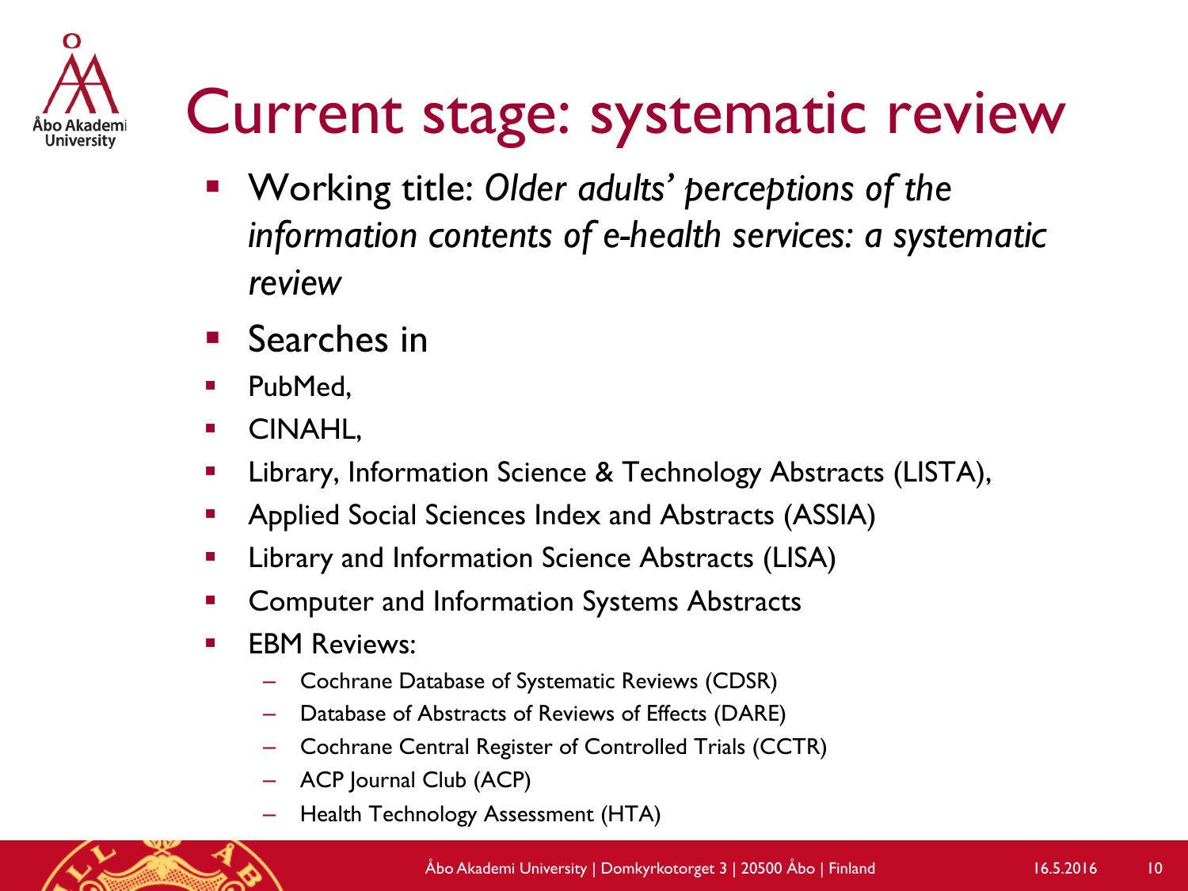# Current stage: systematic review

- Working title: *Older adults' perceptions of the information contents of e-health services: a systematic review*
- Searches in
- PubMed,
- CINAHL,
- Library, Information Science & Technology Abstracts (LISTA),
- Applied Social Sciences Index and Abstracts (ASSIA)
- Library and Information Science Abstracts (LISA)
- Computer and Information Systems Abstracts
- EBM Reviews:
  - Cochrane Database of Systematic Reviews (CDSR)
  - Database of Abstracts of Reviews of Effects (DARE)
  - Cochrane Central Register of Controlled Trials (CCTR)
  - ACP Journal Club (ACP)
  - Health Technology Assessment (HTA)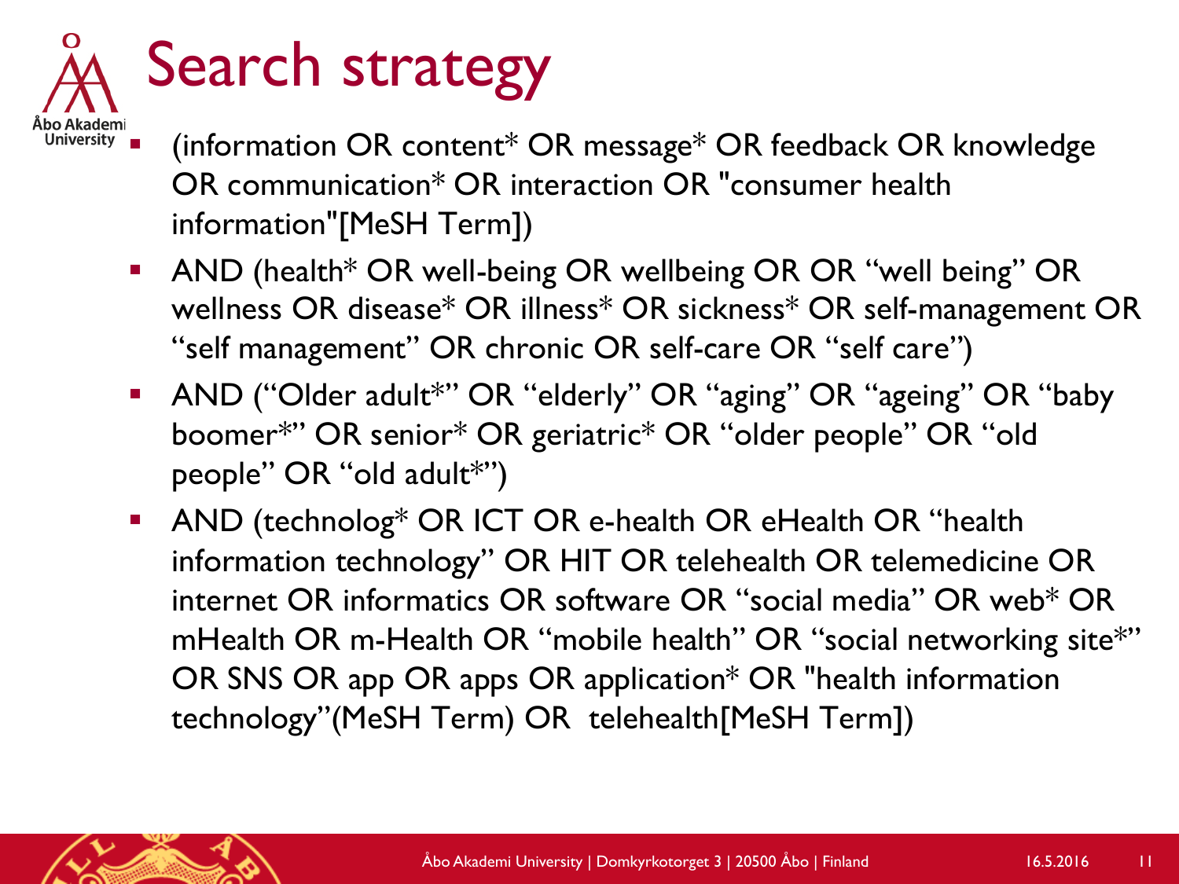# Search strategy

- (information OR content* OR message* OR feedback OR knowledge OR communication* OR interaction OR "consumer health information"[MeSH Term])
- AND (health* OR well-being OR wellbeing OR OR “well being” OR wellness OR disease* OR illness* OR sickness* OR self-management OR “self management” OR chronic OR self-care OR “self care”)
- AND (“Older adult*” OR “elderly” OR “aging” OR “ageing” OR “baby boomer*” OR senior* OR geriatric* OR “older people” OR “old people” OR “old adult*”)
- AND (technolog* OR ICT OR e-health OR eHealth OR “health information technology” OR HIT OR telehealth OR telemedicine OR internet OR informatics OR software OR “social media” OR web* OR mHealth OR m-Health OR “mobile health” OR “social networking site*” OR SNS OR app OR apps OR application* OR "health information technology”(MeSH Term) OR telehealth[MeSH Term])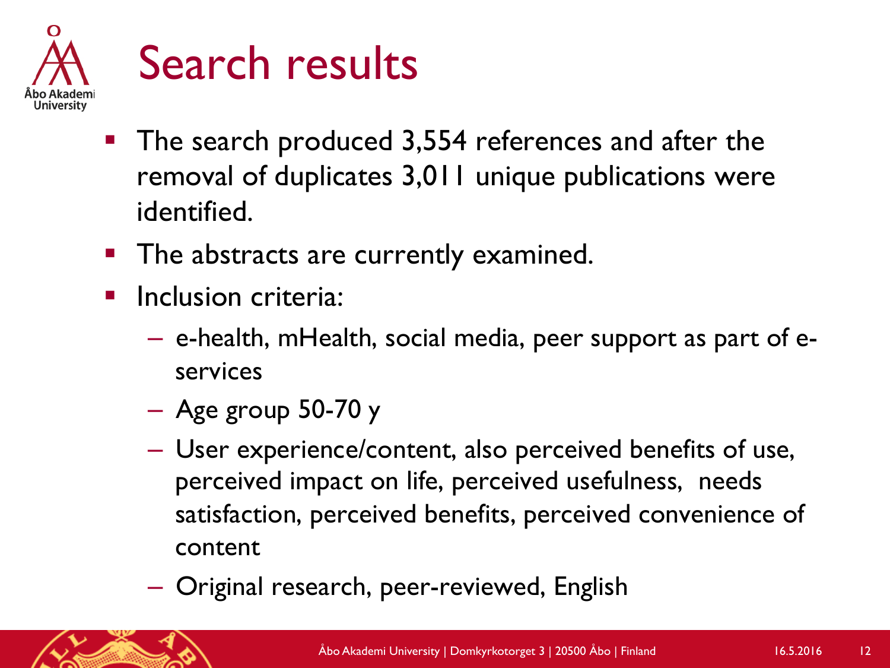# Search results

- The search produced 3,554 references and after the removal of duplicates 3,011 unique publications were identified.
- The abstracts are currently examined.
- Inclusion criteria:
  - e-health, mHealth, social media, peer support as part of e-services
  - Age group 50-70 y
  - User experience/content, also perceived benefits of use, perceived impact on life, perceived usefulness, needs satisfaction, perceived benefits, perceived convenience of content
  - Original research, peer-reviewed, English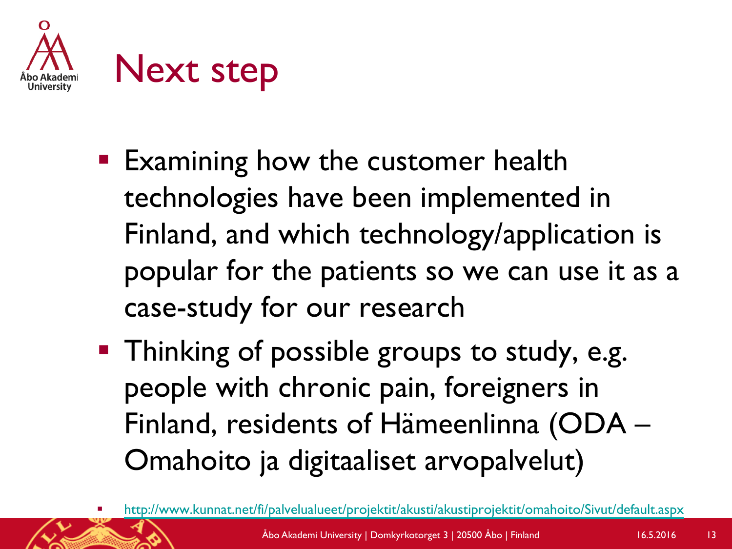# Next step

- Examining how the customer health technologies have been implemented in Finland, and which technology/application is popular for the patients so we can use it as a case-study for our research
- Thinking of possible groups to study, e.g. people with chronic pain, foreigners in Finland, residents of Hämeenlinna (ODA – Omahoito ja digitaaliset arvopalvelut)

- http://www.kunnat.net/fi/palvelualueet/projektit/akusti/akustiprojektit/omahoito/Sivut/default.aspx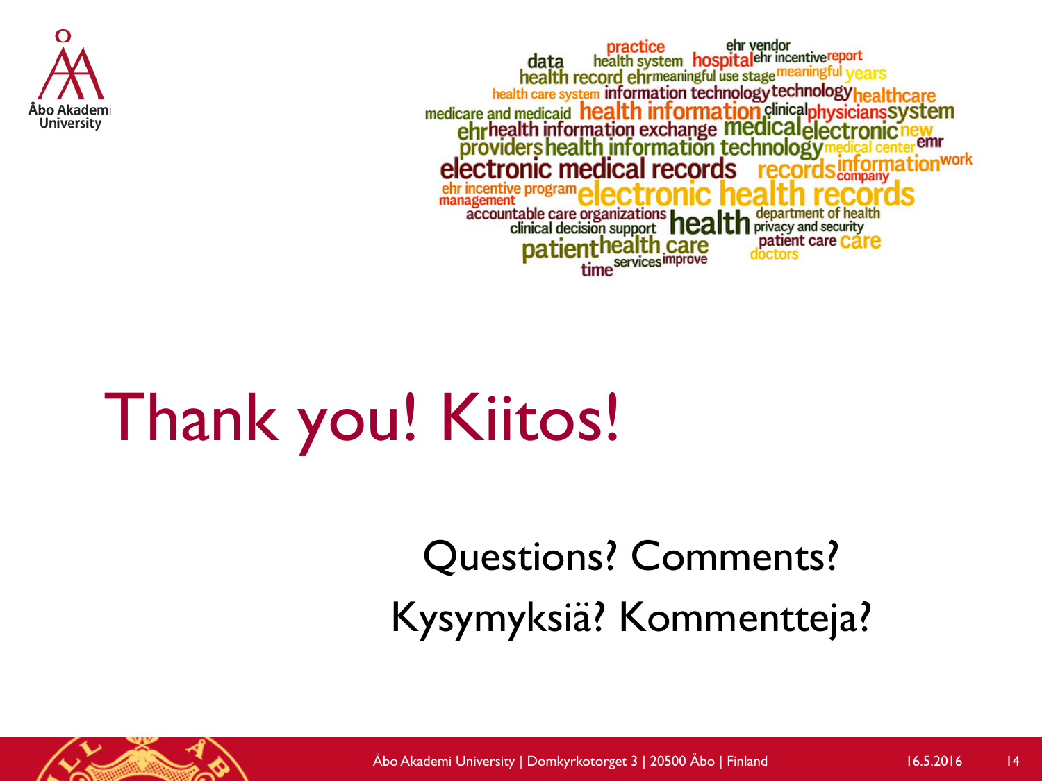# Thank you! Kiitos!

Questions? Comments?

Kysymyksiä? Kommentteja?